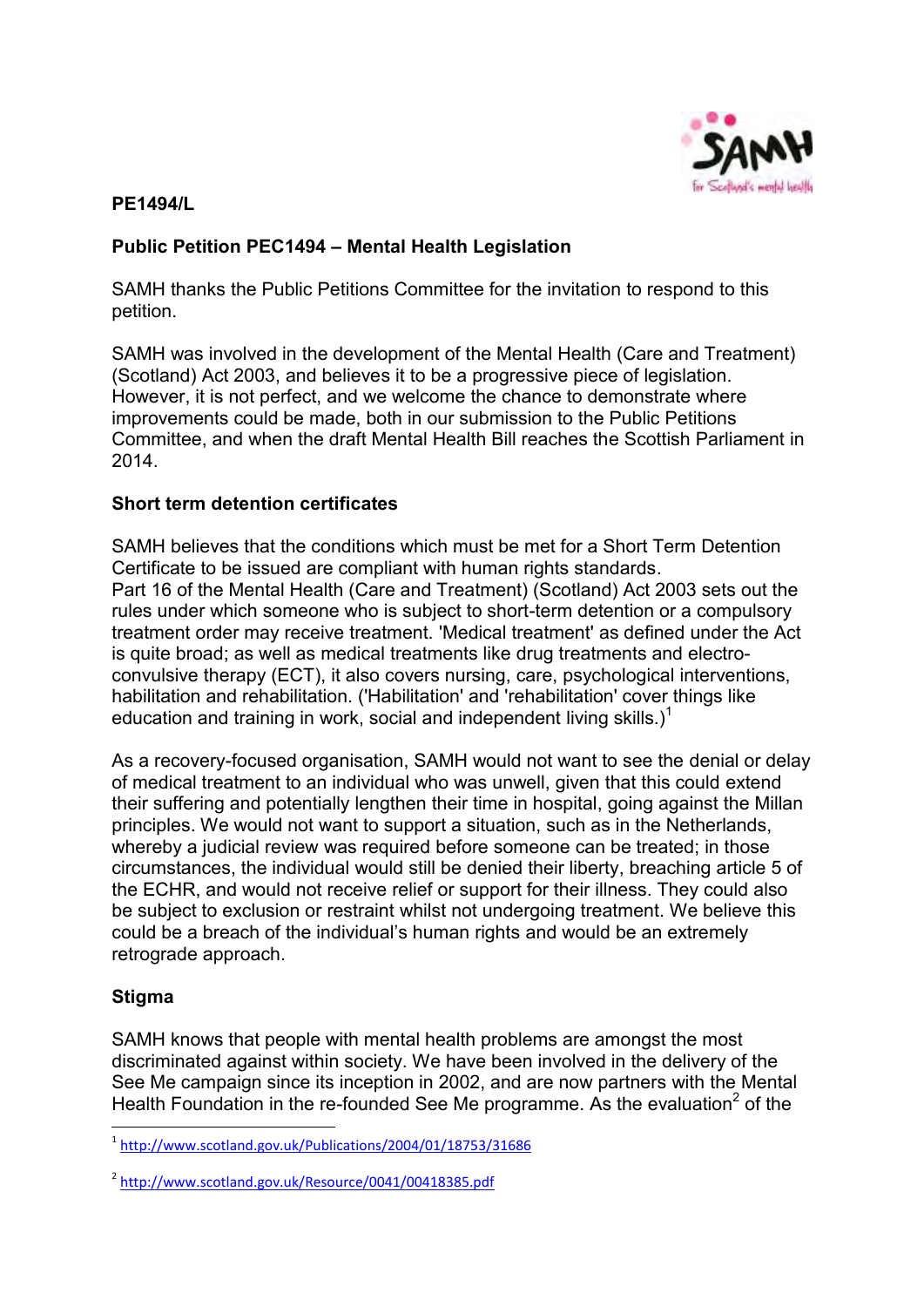**PE1494/L**

**Public Petition PEC1494 – Mental Health Legislation**

SAMH thanks the Public Petitions Committee for the invitation to respond to this petition.

SAMH was involved in the development of the Mental Health (Care and Treatment) (Scotland) Act 2003, and believes it to be a progressive piece of legislation. However, it is not perfect, and we welcome the chance to demonstrate where improvements could be made, both in our submission to the Public Petitions Committee, and when the draft Mental Health Bill reaches the Scottish Parliament in 2014.

**Short term detention certificates**

SAMH believes that the conditions which must be met for a Short Term Detention Certificate to be issued are compliant with human rights standards.
Part 16 of the Mental Health (Care and Treatment) (Scotland) Act 2003 sets out the rules under which someone who is subject to short-term detention or a compulsory treatment order may receive treatment. 'Medical treatment' as defined under the Act is quite broad; as well as medical treatments like drug treatments and electro-convulsive therapy (ECT), it also covers nursing, care, psychological interventions, habilitation and rehabilitation. ('Habilitation' and 'rehabilitation' cover things like education and training in work, social and independent living skills.)[1]

As a recovery-focused organisation, SAMH would not want to see the denial or delay of medical treatment to an individual who was unwell, given that this could extend their suffering and potentially lengthen their time in hospital, going against the Millan principles. We would not want to support a situation, such as in the Netherlands, whereby a judicial review was required before someone can be treated; in those circumstances, the individual would still be denied their liberty, breaching article 5 of the ECHR, and would not receive relief or support for their illness. They could also be subject to exclusion or restraint whilst not undergoing treatment. We believe this could be a breach of the individual's human rights and would be an extremely retrograde approach.

**Stigma**

SAMH knows that people with mental health problems are amongst the most discriminated against within society. We have been involved in the delivery of the See Me campaign since its inception in 2002, and are now partners with the Mental Health Foundation in the re-founded See Me programme. As the evaluation[2] of the

---

[1] http://www.scotland.gov.uk/Publications/2004/01/18753/31686

[2] http://www.scotland.gov.uk/Resource/0041/00418385.pdf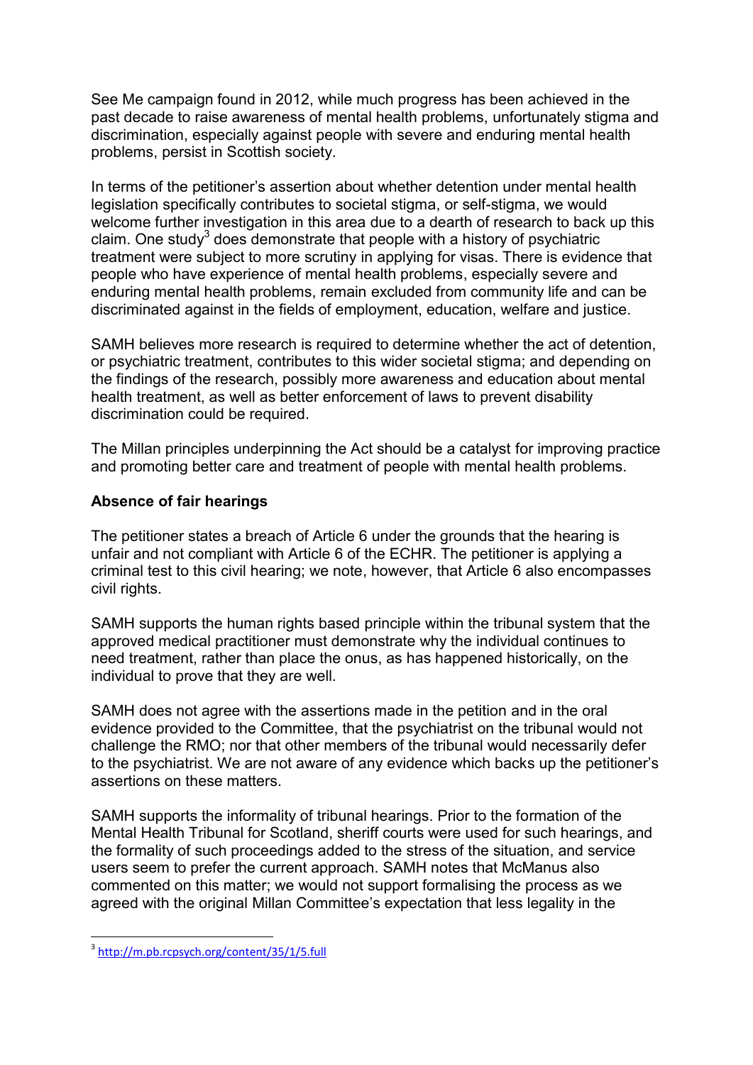See Me campaign found in 2012, while much progress has been achieved in the past decade to raise awareness of mental health problems, unfortunately stigma and discrimination, especially against people with severe and enduring mental health problems, persist in Scottish society.

In terms of the petitioner's assertion about whether detention under mental health legislation specifically contributes to societal stigma, or self-stigma, we would welcome further investigation in this area due to a dearth of research to back up this claim. One study[3] does demonstrate that people with a history of psychiatric treatment were subject to more scrutiny in applying for visas. There is evidence that people who have experience of mental health problems, especially severe and enduring mental health problems, remain excluded from community life and can be discriminated against in the fields of employment, education, welfare and justice.

SAMH believes more research is required to determine whether the act of detention, or psychiatric treatment, contributes to this wider societal stigma; and depending on the findings of the research, possibly more awareness and education about mental health treatment, as well as better enforcement of laws to prevent disability discrimination could be required.

The Millan principles underpinning the Act should be a catalyst for improving practice and promoting better care and treatment of people with mental health problems.

**Absence of fair hearings**

The petitioner states a breach of Article 6 under the grounds that the hearing is unfair and not compliant with Article 6 of the ECHR. The petitioner is applying a criminal test to this civil hearing; we note, however, that Article 6 also encompasses civil rights.

SAMH supports the human rights based principle within the tribunal system that the approved medical practitioner must demonstrate why the individual continues to need treatment, rather than place the onus, as has happened historically, on the individual to prove that they are well.

SAMH does not agree with the assertions made in the petition and in the oral evidence provided to the Committee, that the psychiatrist on the tribunal would not challenge the RMO; nor that other members of the tribunal would necessarily defer to the psychiatrist. We are not aware of any evidence which backs up the petitioner's assertions on these matters.

SAMH supports the informality of tribunal hearings. Prior to the formation of the Mental Health Tribunal for Scotland, sheriff courts were used for such hearings, and the formality of such proceedings added to the stress of the situation, and service users seem to prefer the current approach. SAMH notes that McManus also commented on this matter; we would not support formalising the process as we agreed with the original Millan Committee's expectation that less legality in the

---

[3] http://m.pb.rcpsych.org/content/35/1/5.full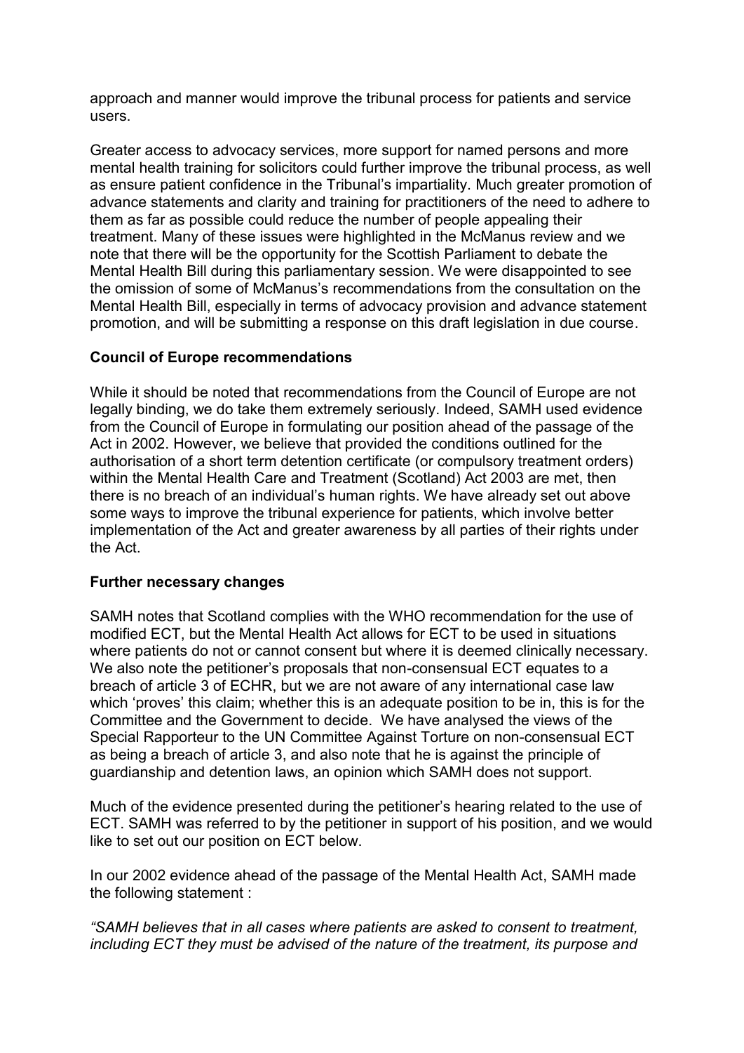approach and manner would improve the tribunal process for patients and service users.

Greater access to advocacy services, more support for named persons and more mental health training for solicitors could further improve the tribunal process, as well as ensure patient confidence in the Tribunal's impartiality. Much greater promotion of advance statements and clarity and training for practitioners of the need to adhere to them as far as possible could reduce the number of people appealing their treatment. Many of these issues were highlighted in the McManus review and we note that there will be the opportunity for the Scottish Parliament to debate the Mental Health Bill during this parliamentary session. We were disappointed to see the omission of some of McManus's recommendations from the consultation on the Mental Health Bill, especially in terms of advocacy provision and advance statement promotion, and will be submitting a response on this draft legislation in due course.

**Council of Europe recommendations**

While it should be noted that recommendations from the Council of Europe are not legally binding, we do take them extremely seriously. Indeed, SAMH used evidence from the Council of Europe in formulating our position ahead of the passage of the Act in 2002. However, we believe that provided the conditions outlined for the authorisation of a short term detention certificate (or compulsory treatment orders) within the Mental Health Care and Treatment (Scotland) Act 2003 are met, then there is no breach of an individual's human rights. We have already set out above some ways to improve the tribunal experience for patients, which involve better implementation of the Act and greater awareness by all parties of their rights under the Act.

**Further necessary changes**

SAMH notes that Scotland complies with the WHO recommendation for the use of modified ECT, but the Mental Health Act allows for ECT to be used in situations where patients do not or cannot consent but where it is deemed clinically necessary. We also note the petitioner's proposals that non-consensual ECT equates to a breach of article 3 of ECHR, but we are not aware of any international case law which 'proves' this claim; whether this is an adequate position to be in, this is for the Committee and the Government to decide. We have analysed the views of the Special Rapporteur to the UN Committee Against Torture on non-consensual ECT as being a breach of article 3, and also note that he is against the principle of guardianship and detention laws, an opinion which SAMH does not support.

Much of the evidence presented during the petitioner's hearing related to the use of ECT. SAMH was referred to by the petitioner in support of his position, and we would like to set out our position on ECT below.

In our 2002 evidence ahead of the passage of the Mental Health Act, SAMH made the following statement :

*"SAMH believes that in all cases where patients are asked to consent to treatment, including ECT they must be advised of the nature of the treatment, its purpose and*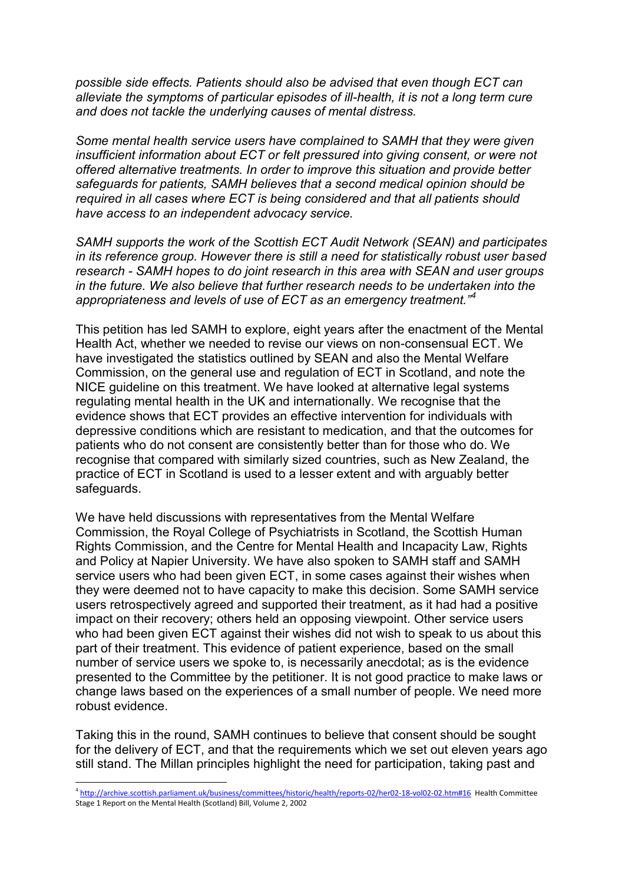*possible side effects. Patients should also be advised that even though ECT can alleviate the symptoms of particular episodes of ill-health, it is not a long term cure and does not tackle the underlying causes of mental distress.*

*Some mental health service users have complained to SAMH that they were given insufficient information about ECT or felt pressured into giving consent, or were not offered alternative treatments. In order to improve this situation and provide better safeguards for patients, SAMH believes that a second medical opinion should be required in all cases where ECT is being considered and that all patients should have access to an independent advocacy service.*

*SAMH supports the work of the Scottish ECT Audit Network (SEAN) and participates in its reference group. However there is still a need for statistically robust user based research - SAMH hopes to do joint research in this area with SEAN and user groups in the future. We also believe that further research needs to be undertaken into the appropriateness and levels of use of ECT as an emergency treatment."*[4]

This petition has led SAMH to explore, eight years after the enactment of the Mental Health Act, whether we needed to revise our views on non-consensual ECT. We have investigated the statistics outlined by SEAN and also the Mental Welfare Commission, on the general use and regulation of ECT in Scotland, and note the NICE guideline on this treatment. We have looked at alternative legal systems regulating mental health in the UK and internationally. We recognise that the evidence shows that ECT provides an effective intervention for individuals with depressive conditions which are resistant to medication, and that the outcomes for patients who do not consent are consistently better than for those who do. We recognise that compared with similarly sized countries, such as New Zealand, the practice of ECT in Scotland is used to a lesser extent and with arguably better safeguards.

We have held discussions with representatives from the Mental Welfare Commission, the Royal College of Psychiatrists in Scotland, the Scottish Human Rights Commission, and the Centre for Mental Health and Incapacity Law, Rights and Policy at Napier University. We have also spoken to SAMH staff and SAMH service users who had been given ECT, in some cases against their wishes when they were deemed not to have capacity to make this decision. Some SAMH service users retrospectively agreed and supported their treatment, as it had had a positive impact on their recovery; others held an opposing viewpoint. Other service users who had been given ECT against their wishes did not wish to speak to us about this part of their treatment. This evidence of patient experience, based on the small number of service users we spoke to, is necessarily anecdotal; as is the evidence presented to the Committee by the petitioner. It is not good practice to make laws or change laws based on the experiences of a small number of people. We need more robust evidence.

Taking this in the round, SAMH continues to believe that consent should be sought for the delivery of ECT, and that the requirements which we set out eleven years ago still stand. The Millan principles highlight the need for participation, taking past and

---

[4] http://archive.scottish.parliament.uk/business/committees/historic/health/reports-02/her02-18-vol02-02.htm#16 Health Committee Stage 1 Report on the Mental Health (Scotland) Bill, Volume 2, 2002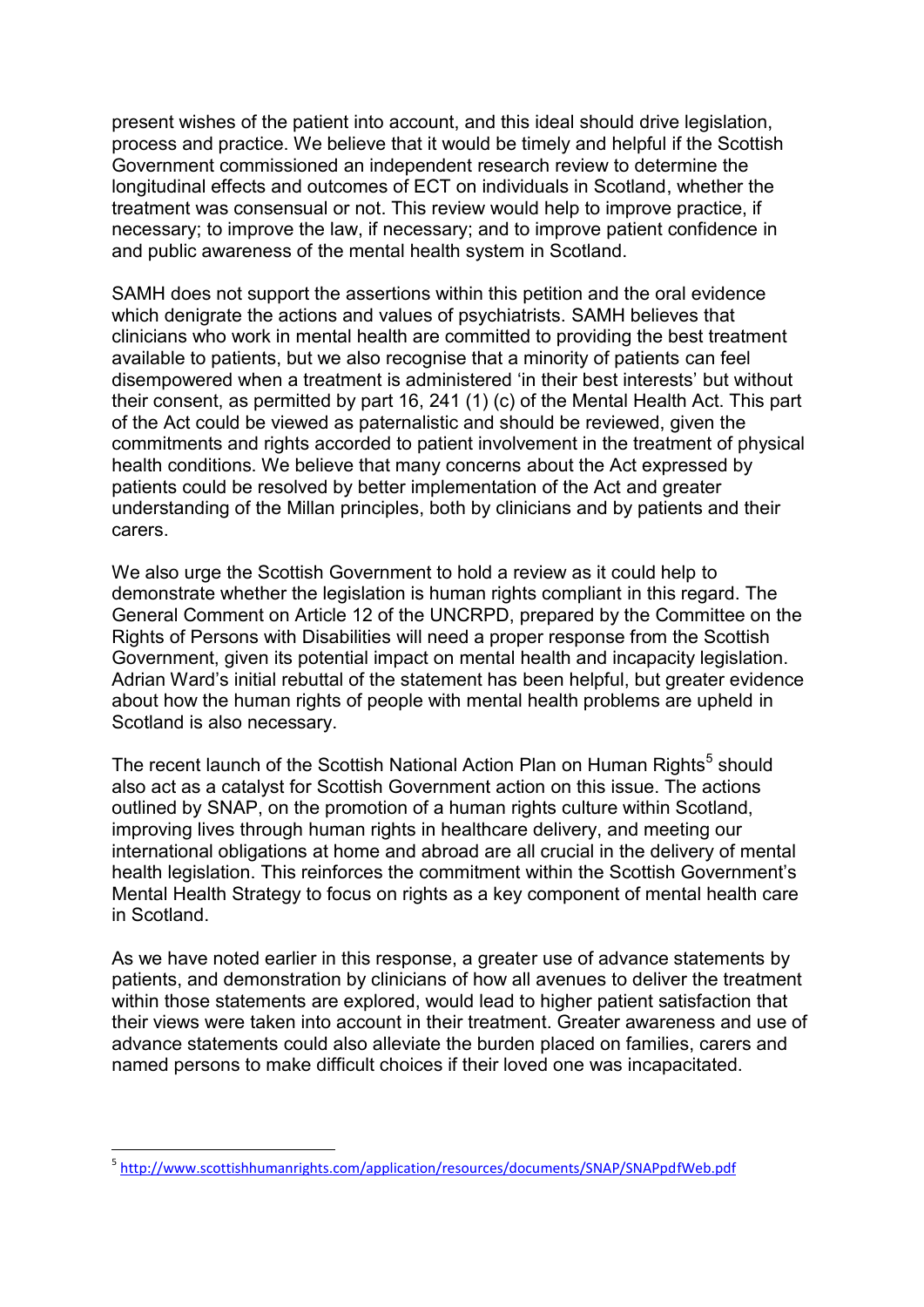present wishes of the patient into account, and this ideal should drive legislation, process and practice. We believe that it would be timely and helpful if the Scottish Government commissioned an independent research review to determine the longitudinal effects and outcomes of ECT on individuals in Scotland, whether the treatment was consensual or not. This review would help to improve practice, if necessary; to improve the law, if necessary; and to improve patient confidence in and public awareness of the mental health system in Scotland.

SAMH does not support the assertions within this petition and the oral evidence which denigrate the actions and values of psychiatrists. SAMH believes that clinicians who work in mental health are committed to providing the best treatment available to patients, but we also recognise that a minority of patients can feel disempowered when a treatment is administered 'in their best interests' but without their consent, as permitted by part 16, 241 (1) (c) of the Mental Health Act. This part of the Act could be viewed as paternalistic and should be reviewed, given the commitments and rights accorded to patient involvement in the treatment of physical health conditions. We believe that many concerns about the Act expressed by patients could be resolved by better implementation of the Act and greater understanding of the Millan principles, both by clinicians and by patients and their carers.

We also urge the Scottish Government to hold a review as it could help to demonstrate whether the legislation is human rights compliant in this regard. The General Comment on Article 12 of the UNCRPD, prepared by the Committee on the Rights of Persons with Disabilities will need a proper response from the Scottish Government, given its potential impact on mental health and incapacity legislation. Adrian Ward's initial rebuttal of the statement has been helpful, but greater evidence about how the human rights of people with mental health problems are upheld in Scotland is also necessary.

The recent launch of the Scottish National Action Plan on Human Rights[5] should also act as a catalyst for Scottish Government action on this issue. The actions outlined by SNAP, on the promotion of a human rights culture within Scotland, improving lives through human rights in healthcare delivery, and meeting our international obligations at home and abroad are all crucial in the delivery of mental health legislation. This reinforces the commitment within the Scottish Government's Mental Health Strategy to focus on rights as a key component of mental health care in Scotland.

As we have noted earlier in this response, a greater use of advance statements by patients, and demonstration by clinicians of how all avenues to deliver the treatment within those statements are explored, would lead to higher patient satisfaction that their views were taken into account in their treatment. Greater awareness and use of advance statements could also alleviate the burden placed on families, carers and named persons to make difficult choices if their loved one was incapacitated.

---

[5] http://www.scottishhumanrights.com/application/resources/documents/SNAP/SNAPpdfWeb.pdf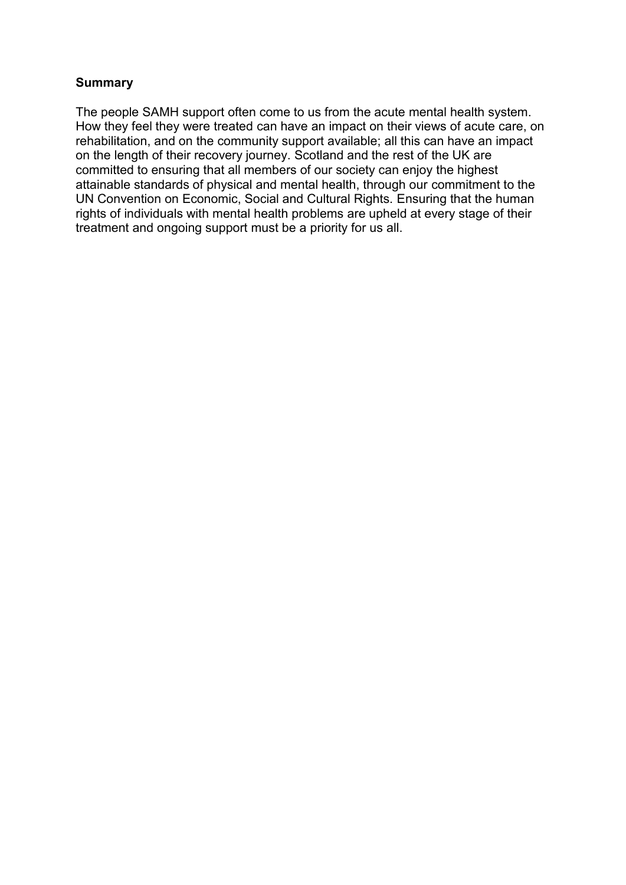**Summary**

The people SAMH support often come to us from the acute mental health system. How they feel they were treated can have an impact on their views of acute care, on rehabilitation, and on the community support available; all this can have an impact on the length of their recovery journey. Scotland and the rest of the UK are committed to ensuring that all members of our society can enjoy the highest attainable standards of physical and mental health, through our commitment to the UN Convention on Economic, Social and Cultural Rights. Ensuring that the human rights of individuals with mental health problems are upheld at every stage of their treatment and ongoing support must be a priority for us all.